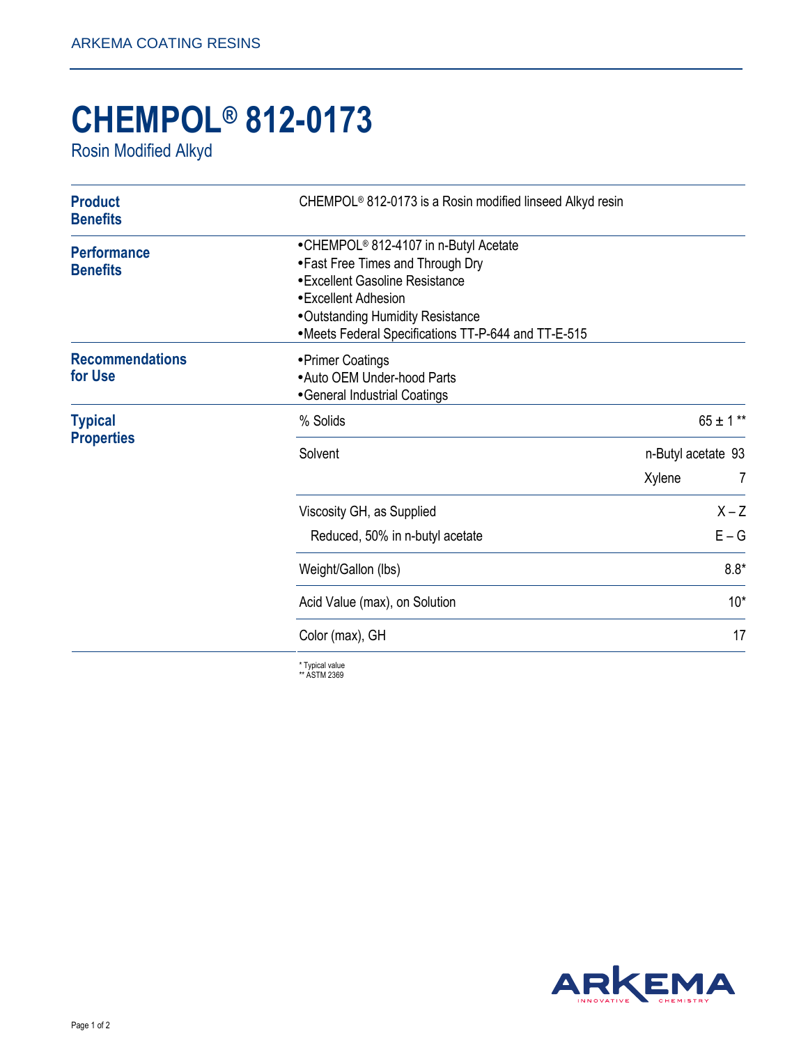ARKEMA COATING RESINS

# CHEMPOL® 812-0173

Rosin Modified Alkyd

### Product Benefits

CHEMPOL® 812-0173 is a Rosin modified linseed Alkyd resin

### Performance Benefits

- CHEMPOL® 812-4107 in n-Butyl Acetate
- Fast Free Times and Through Dry
- Excellent Gasoline Resistance
- Excellent Adhesion
- Outstanding Humidity Resistance
- Meets Federal Specifications TT-P-644 and TT-E-515

### Recommendations for Use

- Primer Coatings
- Auto OEM Under-hood Parts
- General Industrial Coatings

### Typical Properties

| Property | Value |
|---|---|
| % Solids | 65 ± 1 ** |
| Solvent | n-Butyl acetate 93 |
| | Xylene 7 |
| Viscosity GH, as Supplied | X – Z |
| Reduced, 50% in n-butyl acetate | E – G |
| Weight/Gallon (lbs) | 8.8* |
| Acid Value (max), on Solution | 10* |
| Color (max), GH | 17 |

* Typical value
** ASTM 2369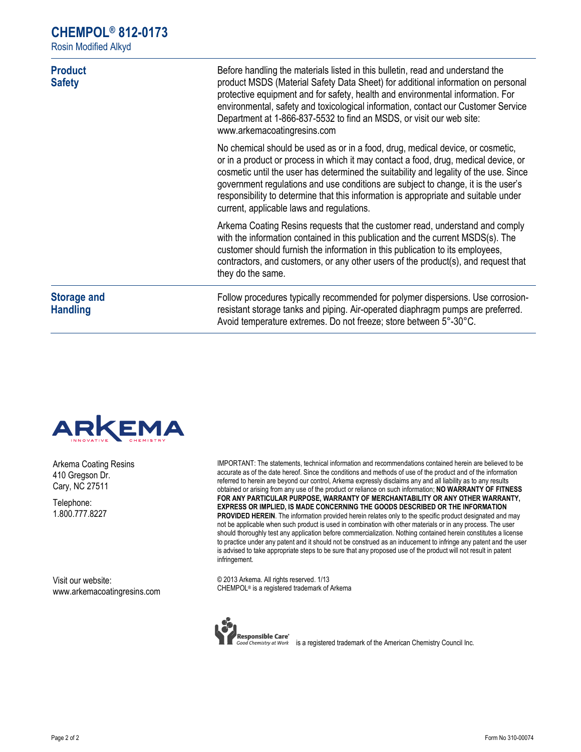# CHEMPOL® 812-0173

Rosin Modified Alkyd

## Product Safety

Before handling the materials listed in this bulletin, read and understand the product MSDS (Material Safety Data Sheet) for additional information on personal protective equipment and for safety, health and environmental information. For environmental, safety and toxicological information, contact our Customer Service Department at 1-866-837-5532 to find an MSDS, or visit our web site: www.arkemacoatingresins.com

No chemical should be used as or in a food, drug, medical device, or cosmetic, or in a product or process in which it may contact a food, drug, medical device, or cosmetic until the user has determined the suitability and legality of the use. Since government regulations and use conditions are subject to change, it is the user's responsibility to determine that this information is appropriate and suitable under current, applicable laws and regulations.

Arkema Coating Resins requests that the customer read, understand and comply with the information contained in this publication and the current MSDS(s). The customer should furnish the information in this publication to its employees, contractors, and customers, or any other users of the product(s), and request that they do the same.

## Storage and Handling

Follow procedures typically recommended for polymer dispersions. Use corrosion-resistant storage tanks and piping. Air-operated diaphragm pumps are preferred. Avoid temperature extremes. Do not freeze; store between 5°-30°C.

ARKEMA
INNOVATIVE CHEMISTRY

Arkema Coating Resins
410 Gregson Dr.
Cary, NC 27511

Telephone:
1.800.777.8227

Visit our website:
www.arkemacoatingresins.com

IMPORTANT: The statements, technical information and recommendations contained herein are believed to be accurate as of the date hereof. Since the conditions and methods of use of the product and of the information referred to herein are beyond our control, Arkema expressly disclaims any and all liability as to any results obtained or arising from any use of the product or reliance on such information; **NO WARRANTY OF FITNESS FOR ANY PARTICULAR PURPOSE, WARRANTY OF MERCHANTABILITY OR ANY OTHER WARRANTY, EXPRESS OR IMPLIED, IS MADE CONCERNING THE GOODS DESCRIBED OR THE INFORMATION PROVIDED HEREIN**. The information provided herein relates only to the specific product designated and may not be applicable when such product is used in combination with other materials or in any process. The user should thoroughly test any application before commercialization. Nothing contained herein constitutes a license to practice under any patent and it should not be construed as an inducement to infringe any patent and the user is advised to take appropriate steps to be sure that any proposed use of the product will not result in patent infringement.

© 2013 Arkema. All rights reserved. 1/13
CHEMPOL® is a registered trademark of Arkema

Responsible Care® *Good Chemistry at Work* is a registered trademark of the American Chemistry Council Inc.

Form No 310-00074